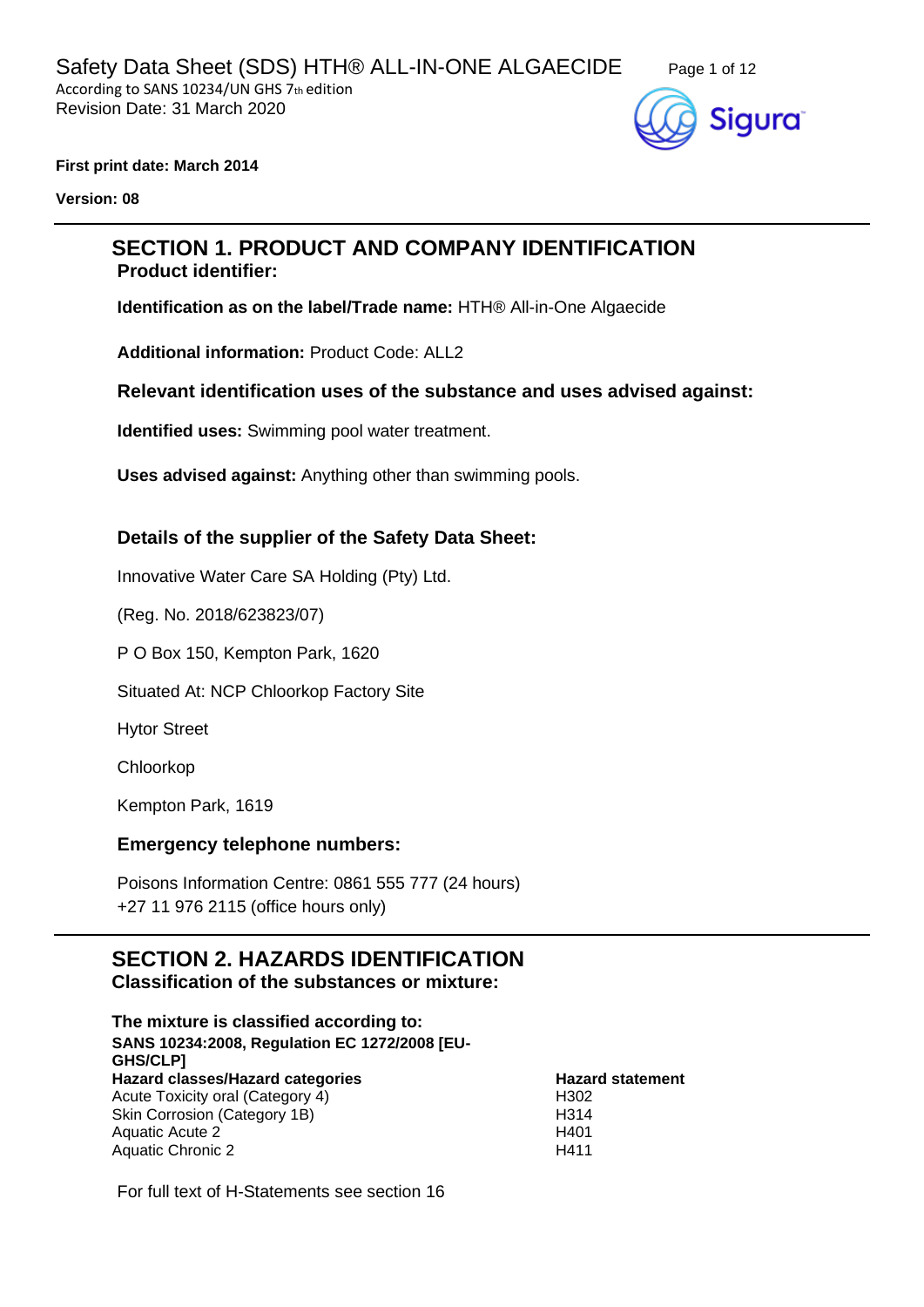# Safety Data Sheet (SDS) HTH® ALL-IN-ONE ALGAECIDE

According to SANS 10234/UN GHS 7th edition
Revision Date: 31 March 2020

**First print date: March 2014**

**Version: 08**

## SECTION 1. PRODUCT AND COMPANY IDENTIFICATION

### Product identifier:

**Identification as on the label/Trade name:** HTH® All-in-One Algaecide

**Additional information:** Product Code: ALL2

### Relevant identification uses of the substance and uses advised against:

**Identified uses:** Swimming pool water treatment.

**Uses advised against:** Anything other than swimming pools.

### Details of the supplier of the Safety Data Sheet:

Innovative Water Care SA Holding (Pty) Ltd.

(Reg. No. 2018/623823/07)

P O Box 150, Kempton Park, 1620

Situated At: NCP Chloorkop Factory Site

Hytor Street

Chloorkop

Kempton Park, 1619

### Emergency telephone numbers:

Poisons Information Centre: 0861 555 777 (24 hours)
+27 11 976 2115 (office hours only)

## SECTION 2. HAZARDS IDENTIFICATION

### Classification of the substances or mixture:

**The mixture is classified according to:**
**SANS 10234:2008, Regulation EC 1272/2008 [EU-GHS/CLP]**

| Hazard classes/Hazard categories | Hazard statement |
| --- | --- |
| Acute Toxicity oral (Category 4) | H302 |
| Skin Corrosion (Category 1B) | H314 |
| Aquatic Acute 2 | H401 |
| Aquatic Chronic 2 | H411 |

For full text of H-Statements see section 16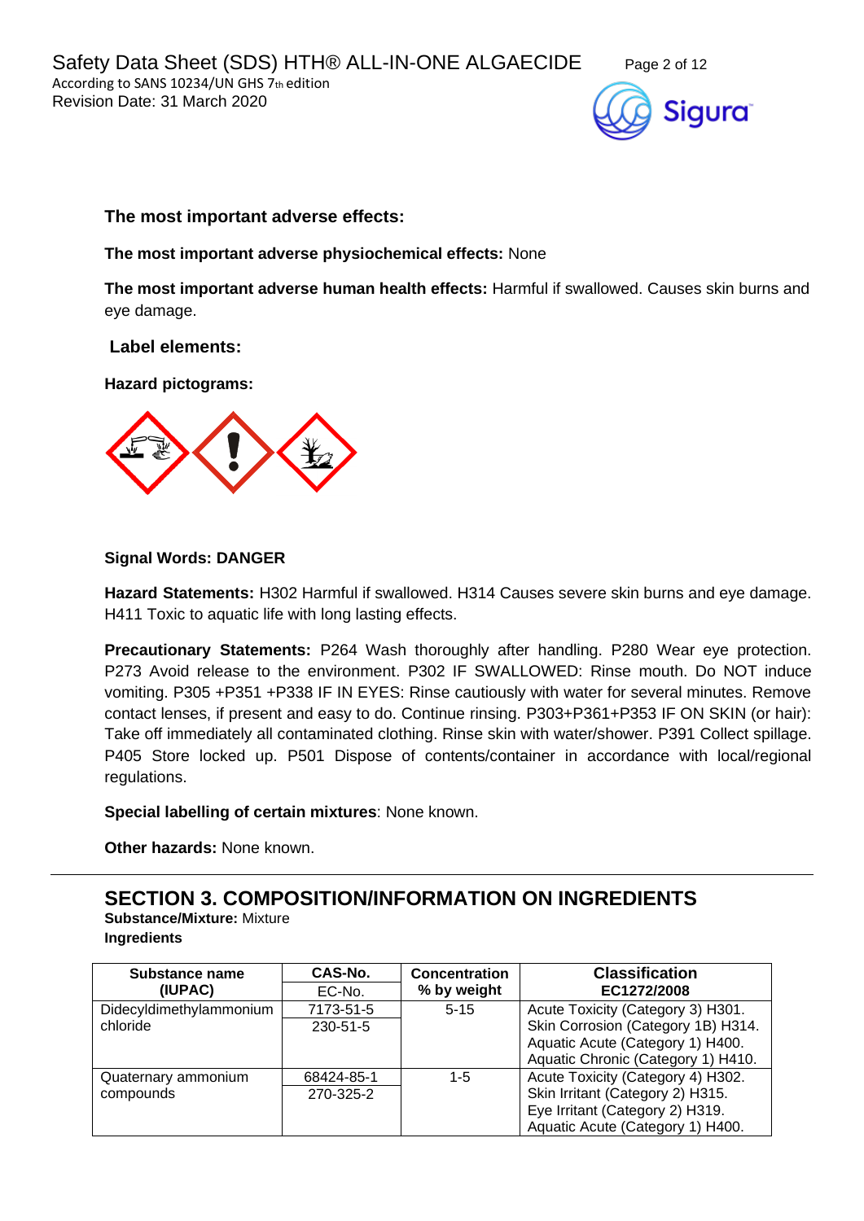**The most important adverse effects:**

**The most important adverse physiochemical effects:** None

**The most important adverse human health effects:** Harmful if swallowed. Causes skin burns and eye damage.

**Label elements:**

**Hazard pictograms:**

**Signal Words: DANGER**

**Hazard Statements:** H302 Harmful if swallowed. H314 Causes severe skin burns and eye damage. H411 Toxic to aquatic life with long lasting effects.

**Precautionary Statements:** P264 Wash thoroughly after handling. P280 Wear eye protection. P273 Avoid release to the environment. P302 IF SWALLOWED: Rinse mouth. Do NOT induce vomiting. P305 +P351 +P338 IF IN EYES: Rinse cautiously with water for several minutes. Remove contact lenses, if present and easy to do. Continue rinsing. P303+P361+P353 IF ON SKIN (or hair): Take off immediately all contaminated clothing. Rinse skin with water/shower. P391 Collect spillage. P405 Store locked up. P501 Dispose of contents/container in accordance with local/regional regulations.

**Special labelling of certain mixtures**: None known.

**Other hazards:** None known.

## SECTION 3. COMPOSITION/INFORMATION ON INGREDIENTS

**Substance/Mixture:** Mixture

**Ingredients**

| Substance name (IUPAC) | CAS-No. / EC-No. | Concentration % by weight | Classification EC1272/2008 |
|---|---|---|---|
| Didecyldimethylammonium chloride | 7173-51-5 / 230-51-5 | 5-15 | Acute Toxicity (Category 3) H301. Skin Corrosion (Category 1B) H314. Aquatic Acute (Category 1) H400. Aquatic Chronic (Category 1) H410. |
| Quaternary ammonium compounds | 68424-85-1 / 270-325-2 | 1-5 | Acute Toxicity (Category 4) H302. Skin Irritant (Category 2) H315. Eye Irritant (Category 2) H319. Aquatic Acute (Category 1) H400. |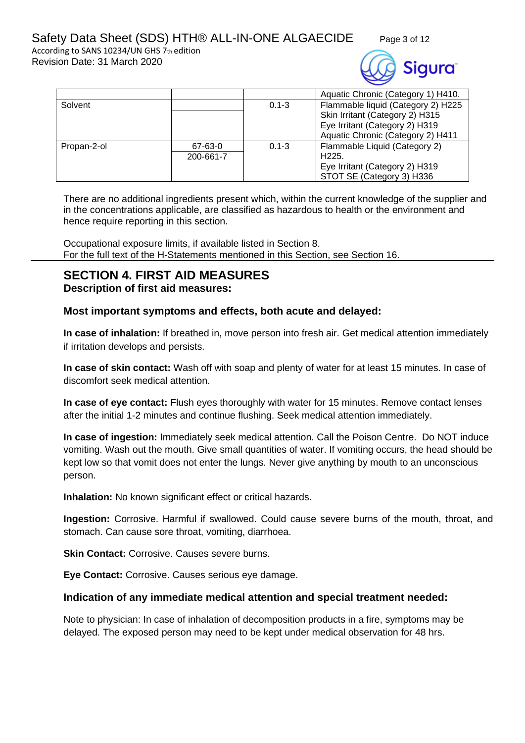| | | | |
|---|---|---|---|
| | | | Aquatic Chronic (Category 1) H410. |
| Solvent | | 0.1-3 | Flammable liquid (Category 2) H225<br>Skin Irritant (Category 2) H315<br>Eye Irritant (Category 2) H319<br>Aquatic Chronic (Category 2) H411 |
| Propan-2-ol | 67-63-0<br>200-661-7 | 0.1-3 | Flammable Liquid (Category 2) H225.<br>Eye Irritant (Category 2) H319<br>STOT SE (Category 3) H336 |

There are no additional ingredients present which, within the current knowledge of the supplier and in the concentrations applicable, are classified as hazardous to health or the environment and hence require reporting in this section.

Occupational exposure limits, if available listed in Section 8.
For the full text of the H-Statements mentioned in this Section, see Section 16.

## SECTION 4. FIRST AID MEASURES

### Description of first aid measures:

### Most important symptoms and effects, both acute and delayed:

**In case of inhalation:** If breathed in, move person into fresh air. Get medical attention immediately if irritation develops and persists.

**In case of skin contact:** Wash off with soap and plenty of water for at least 15 minutes. In case of discomfort seek medical attention.

**In case of eye contact:** Flush eyes thoroughly with water for 15 minutes. Remove contact lenses after the initial 1-2 minutes and continue flushing. Seek medical attention immediately.

**In case of ingestion:** Immediately seek medical attention. Call the Poison Centre. Do NOT induce vomiting. Wash out the mouth. Give small quantities of water. If vomiting occurs, the head should be kept low so that vomit does not enter the lungs. Never give anything by mouth to an unconscious person.

**Inhalation:** No known significant effect or critical hazards.

**Ingestion:** Corrosive. Harmful if swallowed. Could cause severe burns of the mouth, throat, and stomach. Can cause sore throat, vomiting, diarrhoea.

**Skin Contact:** Corrosive. Causes severe burns.

**Eye Contact:** Corrosive. Causes serious eye damage.

### Indication of any immediate medical attention and special treatment needed:

Note to physician: In case of inhalation of decomposition products in a fire, symptoms may be delayed. The exposed person may need to be kept under medical observation for 48 hrs.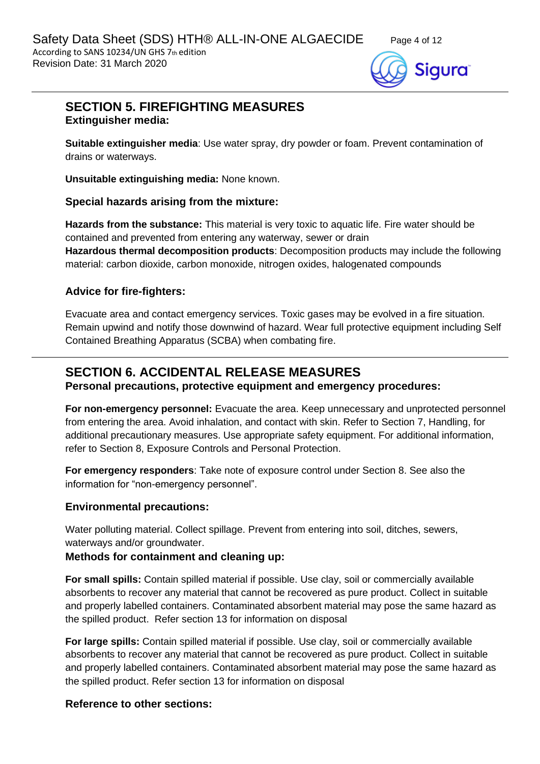## SECTION 5. FIREFIGHTING MEASURES

### Extinguisher media:

**Suitable extinguisher media**: Use water spray, dry powder or foam. Prevent contamination of drains or waterways.

**Unsuitable extinguishing media:** None known.

### Special hazards arising from the mixture:

**Hazards from the substance:** This material is very toxic to aquatic life. Fire water should be contained and prevented from entering any waterway, sewer or drain

**Hazardous thermal decomposition products**: Decomposition products may include the following material: carbon dioxide, carbon monoxide, nitrogen oxides, halogenated compounds

### Advice for fire-fighters:

Evacuate area and contact emergency services. Toxic gases may be evolved in a fire situation. Remain upwind and notify those downwind of hazard. Wear full protective equipment including Self Contained Breathing Apparatus (SCBA) when combating fire.

## SECTION 6. ACCIDENTAL RELEASE MEASURES

### Personal precautions, protective equipment and emergency procedures:

**For non-emergency personnel:** Evacuate the area. Keep unnecessary and unprotected personnel from entering the area. Avoid inhalation, and contact with skin. Refer to Section 7, Handling, for additional precautionary measures. Use appropriate safety equipment. For additional information, refer to Section 8, Exposure Controls and Personal Protection.

**For emergency responders**: Take note of exposure control under Section 8. See also the information for "non-emergency personnel".

### Environmental precautions:

Water polluting material. Collect spillage. Prevent from entering into soil, ditches, sewers, waterways and/or groundwater.

### Methods for containment and cleaning up:

**For small spills:** Contain spilled material if possible. Use clay, soil or commercially available absorbents to recover any material that cannot be recovered as pure product. Collect in suitable and properly labelled containers. Contaminated absorbent material may pose the same hazard as the spilled product. Refer section 13 for information on disposal

**For large spills:** Contain spilled material if possible. Use clay, soil or commercially available absorbents to recover any material that cannot be recovered as pure product. Collect in suitable and properly labelled containers. Contaminated absorbent material may pose the same hazard as the spilled product. Refer section 13 for information on disposal

### Reference to other sections: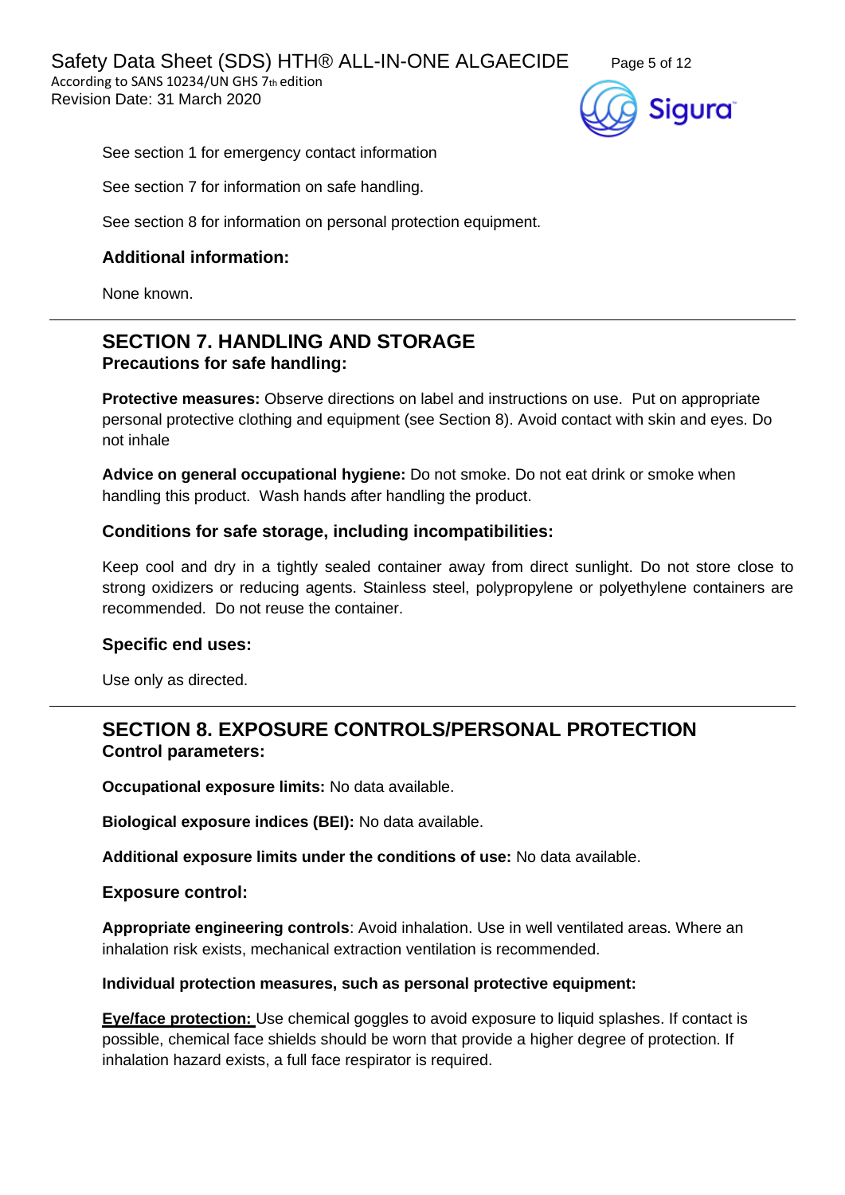See section 1 for emergency contact information

See section 7 for information on safe handling.

See section 8 for information on personal protection equipment.

### Additional information:

None known.

---

## SECTION 7. HANDLING AND STORAGE

### Precautions for safe handling:

**Protective measures:** Observe directions on label and instructions on use. Put on appropriate personal protective clothing and equipment (see Section 8). Avoid contact with skin and eyes. Do not inhale

**Advice on general occupational hygiene:** Do not smoke. Do not eat drink or smoke when handling this product. Wash hands after handling the product.

### Conditions for safe storage, including incompatibilities:

Keep cool and dry in a tightly sealed container away from direct sunlight. Do not store close to strong oxidizers or reducing agents. Stainless steel, polypropylene or polyethylene containers are recommended. Do not reuse the container.

### Specific end uses:

Use only as directed.

---

## SECTION 8. EXPOSURE CONTROLS/PERSONAL PROTECTION

### Control parameters:

**Occupational exposure limits:** No data available.

**Biological exposure indices (BEI):** No data available.

**Additional exposure limits under the conditions of use:** No data available.

### Exposure control:

**Appropriate engineering controls**: Avoid inhalation. Use in well ventilated areas. Where an inhalation risk exists, mechanical extraction ventilation is recommended.

**Individual protection measures, such as personal protective equipment:**

**Eye/face protection:** Use chemical goggles to avoid exposure to liquid splashes. If contact is possible, chemical face shields should be worn that provide a higher degree of protection. If inhalation hazard exists, a full face respirator is required.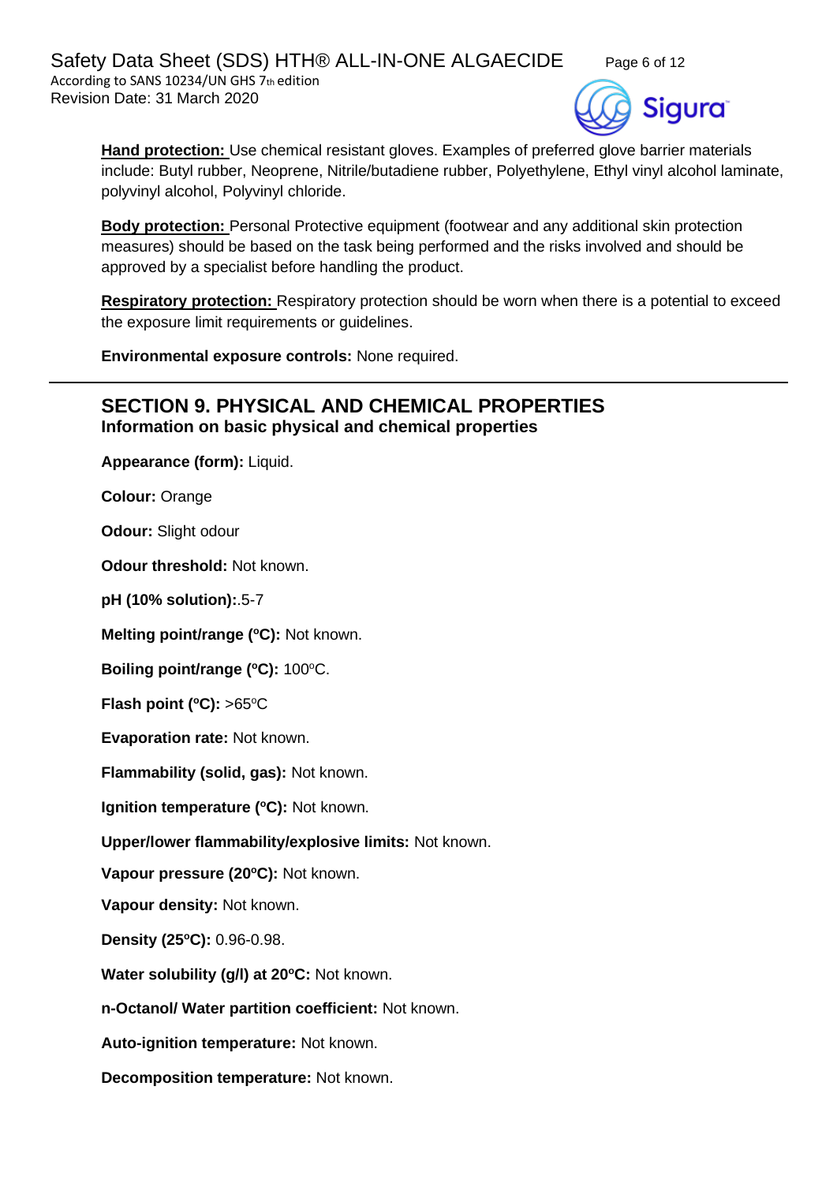**Hand protection:** Use chemical resistant gloves. Examples of preferred glove barrier materials include: Butyl rubber, Neoprene, Nitrile/butadiene rubber, Polyethylene, Ethyl vinyl alcohol laminate, polyvinyl alcohol, Polyvinyl chloride.

**Body protection:** Personal Protective equipment (footwear and any additional skin protection measures) should be based on the task being performed and the risks involved and should be approved by a specialist before handling the product.

**Respiratory protection:** Respiratory protection should be worn when there is a potential to exceed the exposure limit requirements or guidelines.

**Environmental exposure controls:** None required.

---

## SECTION 9. PHYSICAL AND CHEMICAL PROPERTIES

### Information on basic physical and chemical properties

**Appearance (form):** Liquid.

**Colour:** Orange

**Odour:** Slight odour

**Odour threshold:** Not known.

**pH (10% solution):**.5-7

**Melting point/range (ºC):** Not known.

**Boiling point/range (ºC):** 100ºC.

**Flash point (ºC):** >65ºC

**Evaporation rate:** Not known.

**Flammability (solid, gas):** Not known.

**Ignition temperature (ºC):** Not known.

**Upper/lower flammability/explosive limits:** Not known.

**Vapour pressure (20ºC):** Not known.

**Vapour density:** Not known.

**Density (25ºC):** 0.96-0.98.

**Water solubility (g/l) at 20ºC:** Not known.

**n-Octanol/ Water partition coefficient:** Not known.

**Auto-ignition temperature:** Not known.

**Decomposition temperature:** Not known.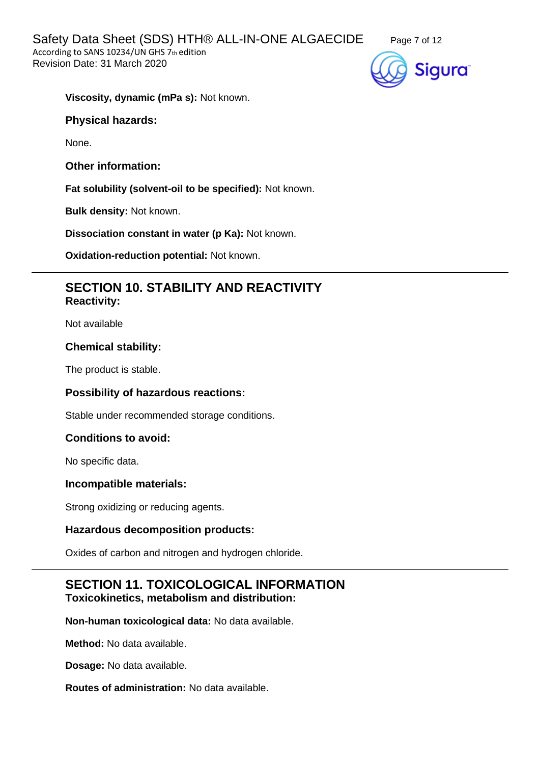**Viscosity, dynamic (mPa s):** Not known.

**Physical hazards:**

None.

**Other information:**

**Fat solubility (solvent-oil to be specified):** Not known.

**Bulk density:** Not known.

**Dissociation constant in water (p Ka):** Not known.

**Oxidation-reduction potential:** Not known.

---

## SECTION 10. STABILITY AND REACTIVITY

**Reactivity:**

Not available

**Chemical stability:**

The product is stable.

**Possibility of hazardous reactions:**

Stable under recommended storage conditions.

**Conditions to avoid:**

No specific data.

**Incompatible materials:**

Strong oxidizing or reducing agents.

**Hazardous decomposition products:**

Oxides of carbon and nitrogen and hydrogen chloride.

---

## SECTION 11. TOXICOLOGICAL INFORMATION

**Toxicokinetics, metabolism and distribution:**

**Non-human toxicological data:** No data available.

**Method:** No data available.

**Dosage:** No data available.

**Routes of administration:** No data available.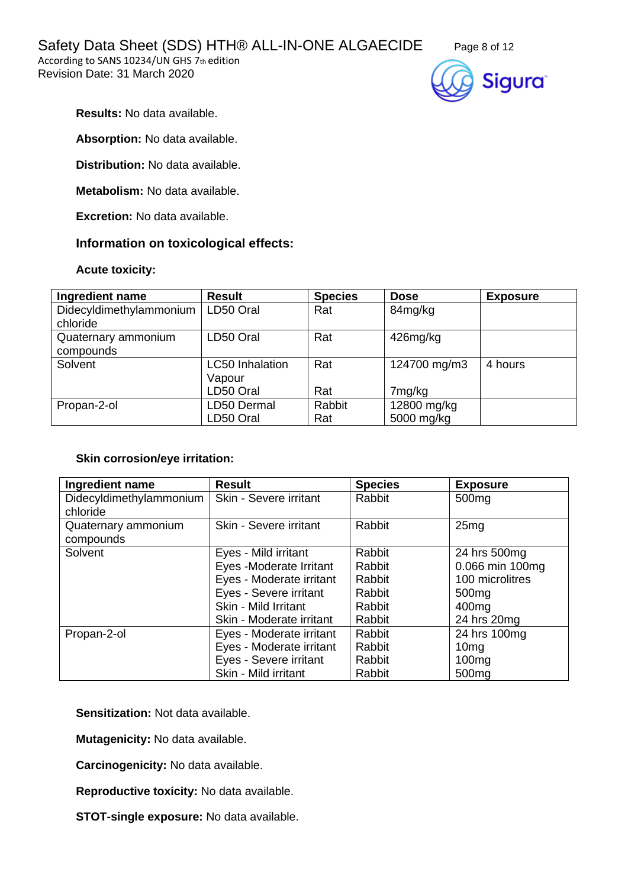**Results:** No data available.

**Absorption:** No data available.

**Distribution:** No data available.

**Metabolism:** No data available.

**Excretion:** No data available.

### Information on toxicological effects:

**Acute toxicity:**

| Ingredient name | Result | Species | Dose | Exposure |
|---|---|---|---|---|
| Didecyldimethylammonium chloride | LD50 Oral | Rat | 84mg/kg | |
| Quaternary ammonium compounds | LD50 Oral | Rat | 426mg/kg | |
| Solvent | LC50 Inhalation Vapour<br>LD50 Oral | Rat<br>Rat | 124700 mg/m3<br>7mg/kg | 4 hours |
| Propan-2-ol | LD50 Dermal<br>LD50 Oral | Rabbit<br>Rat | 12800 mg/kg<br>5000 mg/kg | |

**Skin corrosion/eye irritation:**

| Ingredient name | Result | Species | Exposure |
|---|---|---|---|
| Didecyldimethylammonium chloride | Skin - Severe irritant | Rabbit | 500mg |
| Quaternary ammonium compounds | Skin - Severe irritant | Rabbit | 25mg |
| Solvent | Eyes - Mild irritant<br>Eyes -Moderate Irritant<br>Eyes - Moderate irritant<br>Eyes - Severe irritant<br>Skin - Mild Irritant<br>Skin - Moderate irritant | Rabbit<br>Rabbit<br>Rabbit<br>Rabbit<br>Rabbit<br>Rabbit | 24 hrs 500mg<br>0.066 min 100mg<br>100 microlitres<br>500mg<br>400mg<br>24 hrs 20mg |
| Propan-2-ol | Eyes - Moderate irritant<br>Eyes - Moderate irritant<br>Eyes - Severe irritant<br>Skin - Mild irritant | Rabbit<br>Rabbit<br>Rabbit<br>Rabbit | 24 hrs 100mg<br>10mg<br>100mg<br>500mg |

**Sensitization:** Not data available.

**Mutagenicity:** No data available.

**Carcinogenicity:** No data available.

**Reproductive toxicity:** No data available.

**STOT-single exposure:** No data available.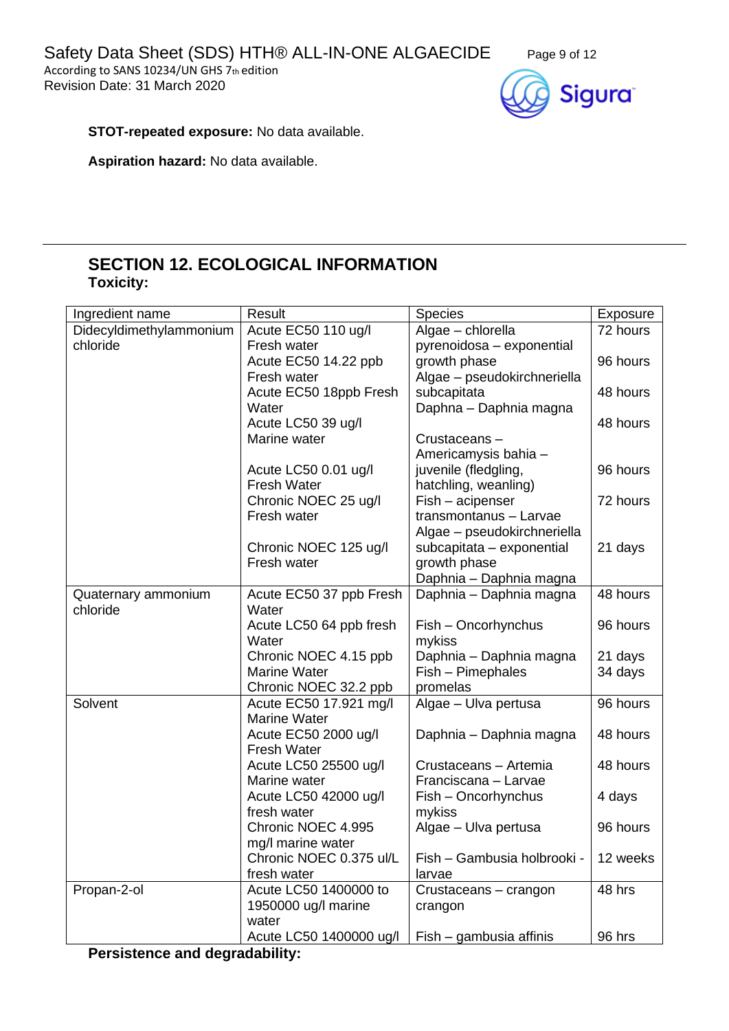**STOT-repeated exposure:** No data available.

**Aspiration hazard:** No data available.

## SECTION 12. ECOLOGICAL INFORMATION

**Toxicity:**

| Ingredient name | Result | Species | Exposure |
|---|---|---|---|
| Didecyldimethylammonium chloride | Acute EC50 110 ug/l Fresh water | Algae – chlorella pyrenoidosa – exponential growth phase | 72 hours |
| | Acute EC50 14.22 ppb Fresh water | Algae – pseudokirchneriella subcapitata | 96 hours |
| | Acute EC50 18ppb Fresh Water | Daphna – Daphnia magna | 48 hours |
| | Acute LC50 39 ug/l Marine water | Crustaceans – Americamysis bahia – juvenile (fledgling, hatchling, weanling) | 48 hours |
| | Acute LC50 0.01 ug/l Fresh Water | Fish – acipenser transmontanus – Larvae | 96 hours |
| | Chronic NOEC 25 ug/l Fresh water | Algae – pseudokirchneriella subcapitata – exponential growth phase | 72 hours |
| | Chronic NOEC 125 ug/l Fresh water | Daphnia – Daphnia magna | 21 days |
| Quaternary ammonium chloride | Acute EC50 37 ppb Fresh Water | Daphnia – Daphnia magna | 48 hours |
| | Acute LC50 64 ppb fresh Water | Fish – Oncorhynchus mykiss | 96 hours |
| | Chronic NOEC 4.15 ppb Marine Water | Daphnia – Daphnia magna | 21 days |
| | Chronic NOEC 32.2 ppb | Fish – Pimephales promelas | 34 days |
| Solvent | Acute EC50 17.921 mg/l Marine Water | Algae – Ulva pertusa | 96 hours |
| | Acute EC50 2000 ug/l Fresh Water | Daphnia – Daphnia magna | 48 hours |
| | Acute LC50 25500 ug/l Marine water | Crustaceans – Artemia Franciscana – Larvae | 48 hours |
| | Acute LC50 42000 ug/l fresh water | Fish – Oncorhynchus mykiss | 4 days |
| | Chronic NOEC 4.995 mg/l marine water | Algae – Ulva pertusa | 96 hours |
| | Chronic NOEC 0.375 ul/L fresh water | Fish – Gambusia holbrooki - larvae | 12 weeks |
| Propan-2-ol | Acute LC50 1400000 to 1950000 ug/l marine water | Crustaceans – crangon crangon | 48 hrs |
| | Acute LC50 1400000 ug/l | Fish – gambusia affinis | 96 hrs |

**Persistence and degradability:**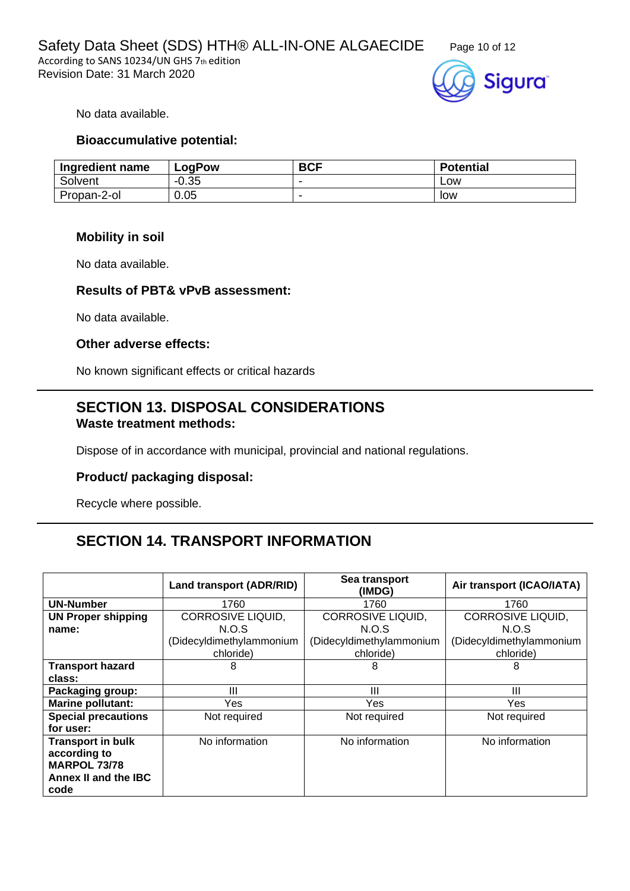No data available.

### Bioaccumulative potential:

| Ingredient name | LogPow | BCF | Potential |
|---|---|---|---|
| Solvent | -0.35 | - | Low |
| Propan-2-ol | 0.05 | - | low |

### Mobility in soil

No data available.

### Results of PBT& vPvB assessment:

No data available.

### Other adverse effects:

No known significant effects or critical hazards

## SECTION 13. DISPOSAL CONSIDERATIONS

### Waste treatment methods:

Dispose of in accordance with municipal, provincial and national regulations.

### Product/ packaging disposal:

Recycle where possible.

## SECTION 14. TRANSPORT INFORMATION

| | Land transport (ADR/RID) | Sea transport (IMDG) | Air transport (ICAO/IATA) |
|---|---|---|---|
| **UN-Number** | 1760 | 1760 | 1760 |
| **UN Proper shipping name:** | CORROSIVE LIQUID, N.O.S (Didecyldimethylammonium chloride) | CORROSIVE LIQUID, N.O.S (Didecyldimethylammonium chloride) | CORROSIVE LIQUID, N.O.S (Didecyldimethylammonium chloride) |
| **Transport hazard class:** | 8 | 8 | 8 |
| **Packaging group:** | III | III | III |
| **Marine pollutant:** | Yes | Yes | Yes |
| **Special precautions for user:** | Not required | Not required | Not required |
| **Transport in bulk according to MARPOL 73/78 Annex II and the IBC code** | No information | No information | No information |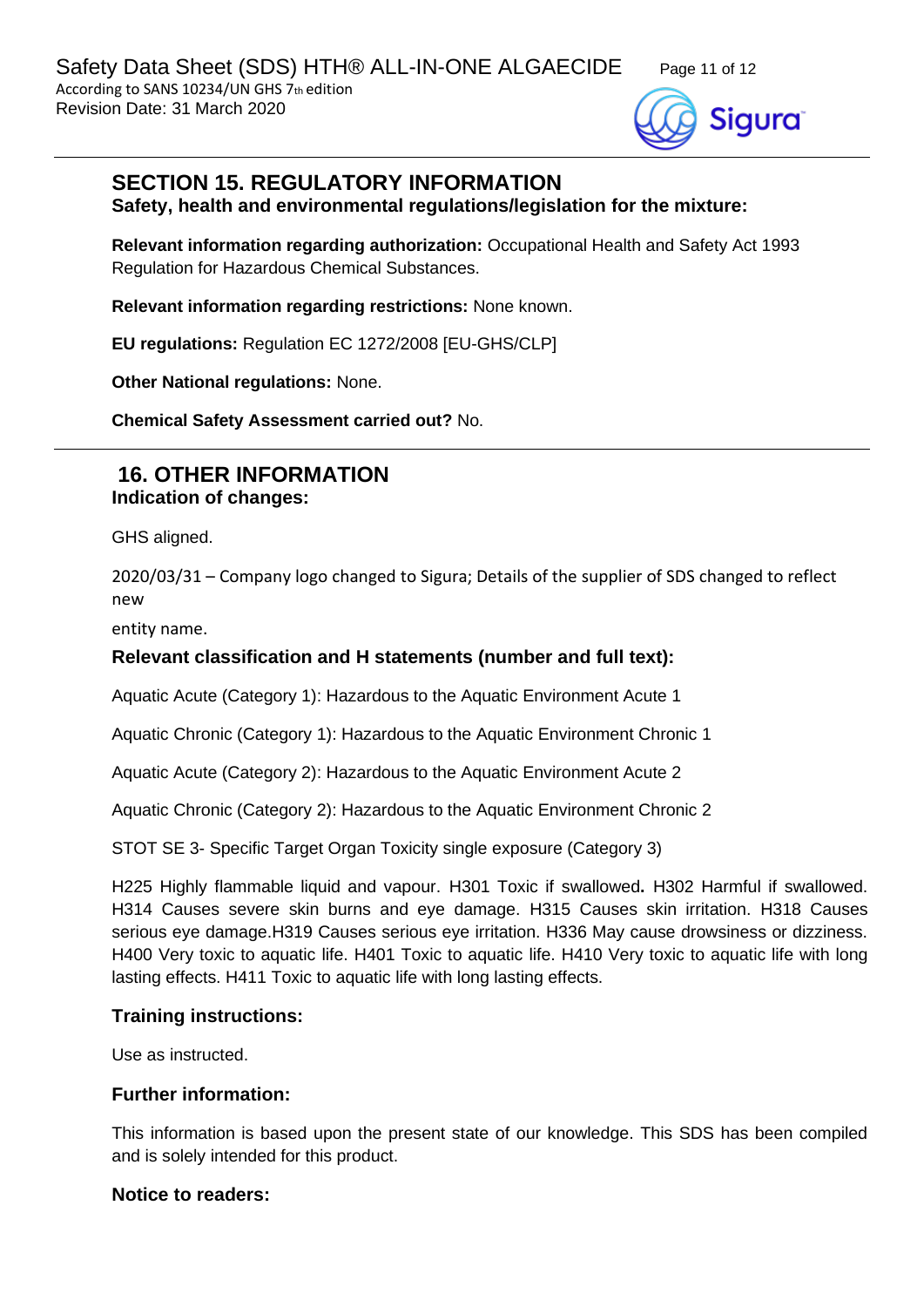## SECTION 15. REGULATORY INFORMATION

**Safety, health and environmental regulations/legislation for the mixture:**

**Relevant information regarding authorization:** Occupational Health and Safety Act 1993 Regulation for Hazardous Chemical Substances.

**Relevant information regarding restrictions:** None known.

**EU regulations:** Regulation EC 1272/2008 [EU-GHS/CLP]

**Other National regulations:** None.

**Chemical Safety Assessment carried out?** No.

## 16. OTHER INFORMATION

**Indication of changes:**

GHS aligned.

2020/03/31 – Company logo changed to Sigura; Details of the supplier of SDS changed to reflect new

entity name.

### Relevant classification and H statements (number and full text):

Aquatic Acute (Category 1): Hazardous to the Aquatic Environment Acute 1

Aquatic Chronic (Category 1): Hazardous to the Aquatic Environment Chronic 1

Aquatic Acute (Category 2): Hazardous to the Aquatic Environment Acute 2

Aquatic Chronic (Category 2): Hazardous to the Aquatic Environment Chronic 2

STOT SE 3- Specific Target Organ Toxicity single exposure (Category 3)

H225 Highly flammable liquid and vapour. H301 Toxic if swallowed**.** H302 Harmful if swallowed. H314 Causes severe skin burns and eye damage. H315 Causes skin irritation. H318 Causes serious eye damage.H319 Causes serious eye irritation. H336 May cause drowsiness or dizziness. H400 Very toxic to aquatic life. H401 Toxic to aquatic life. H410 Very toxic to aquatic life with long lasting effects. H411 Toxic to aquatic life with long lasting effects.

### Training instructions:

Use as instructed.

### Further information:

This information is based upon the present state of our knowledge. This SDS has been compiled and is solely intended for this product.

### Notice to readers: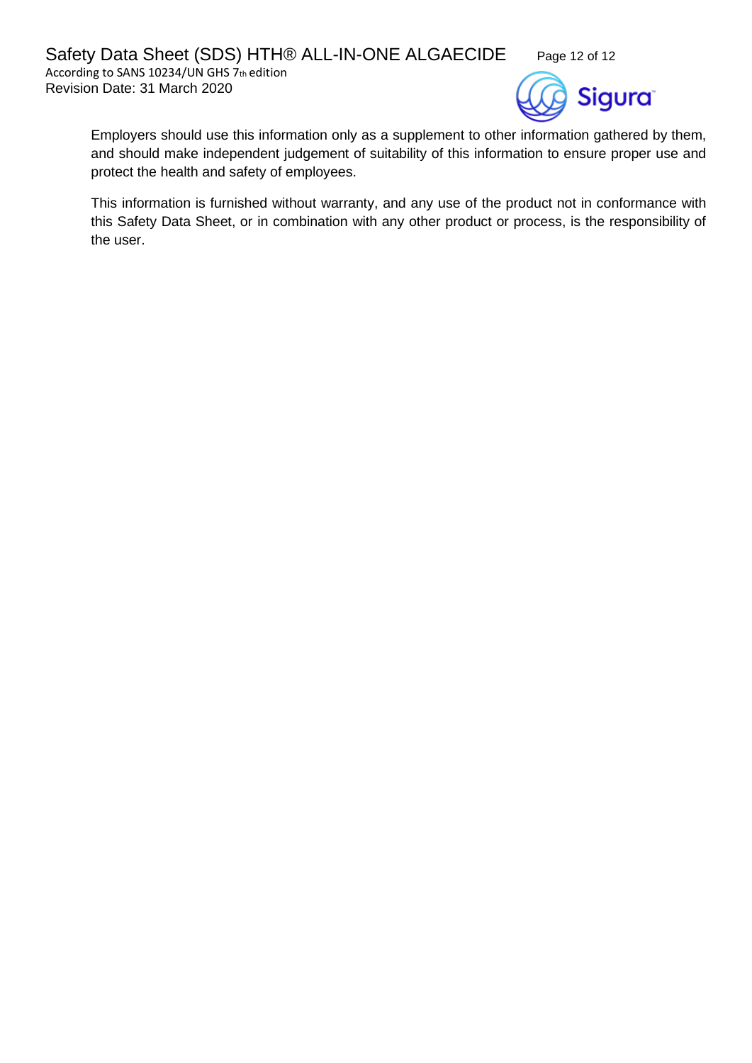Employers should use this information only as a supplement to other information gathered by them, and should make independent judgement of suitability of this information to ensure proper use and protect the health and safety of employees.

This information is furnished without warranty, and any use of the product not in conformance with this Safety Data Sheet, or in combination with any other product or process, is the responsibility of the user.